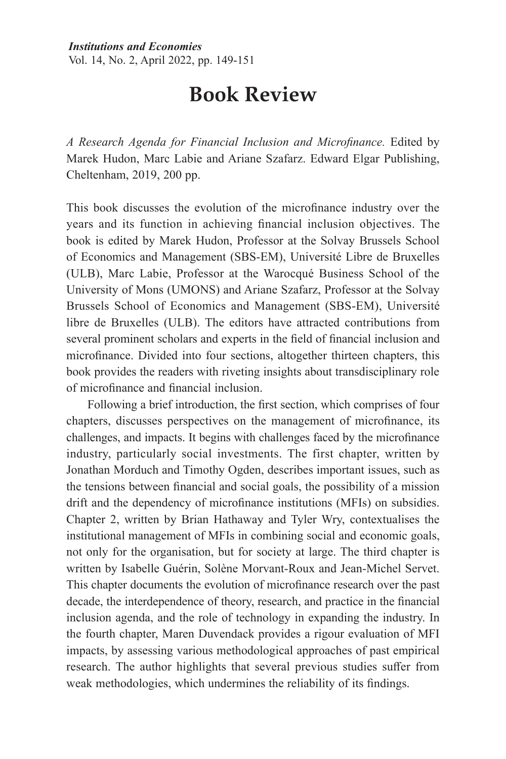# Book Review

*A Research Agenda for Financial Inclusion and Microfinance.* Edited by Marek Hudon, Marc Labie and Ariane Szafarz. Edward Elgar Publishing, Cheltenham, 2019, 200 pp.

This book discusses the evolution of the microfinance industry over the years and its function in achieving financial inclusion objectives. The book is edited by Marek Hudon, Professor at the Solvay Brussels School of Economics and Management (SBS-EM), Université Libre de Bruxelles (ULB), Marc Labie, Professor at the Warocqué Business School of the University of Mons (UMONS) and Ariane Szafarz, Professor at the Solvay Brussels School of Economics and Management (SBS-EM), Université libre de Bruxelles (ULB). The editors have attracted contributions from several prominent scholars and experts in the field of financial inclusion and microfinance. Divided into four sections, altogether thirteen chapters, this book provides the readers with riveting insights about transdisciplinary role of microfinance and financial inclusion.

Following a brief introduction, the first section, which comprises of four chapters, discusses perspectives on the management of microfinance, its challenges, and impacts. It begins with challenges faced by the microfinance industry, particularly social investments. The first chapter, written by Jonathan Morduch and Timothy Ogden, describes important issues, such as the tensions between financial and social goals, the possibility of a mission drift and the dependency of microfinance institutions (MFIs) on subsidies. Chapter 2, written by Brian Hathaway and Tyler Wry, contextualises the institutional management of MFIs in combining social and economic goals, not only for the organisation, but for society at large. The third chapter is written by Isabelle Guérin, Solène Morvant-Roux and Jean-Michel Servet. This chapter documents the evolution of microfinance research over the past decade, the interdependence of theory, research, and practice in the financial inclusion agenda, and the role of technology in expanding the industry. In the fourth chapter, Maren Duvendack provides a rigour evaluation of MFI impacts, by assessing various methodological approaches of past empirical research. The author highlights that several previous studies suffer from weak methodologies, which undermines the reliability of its findings.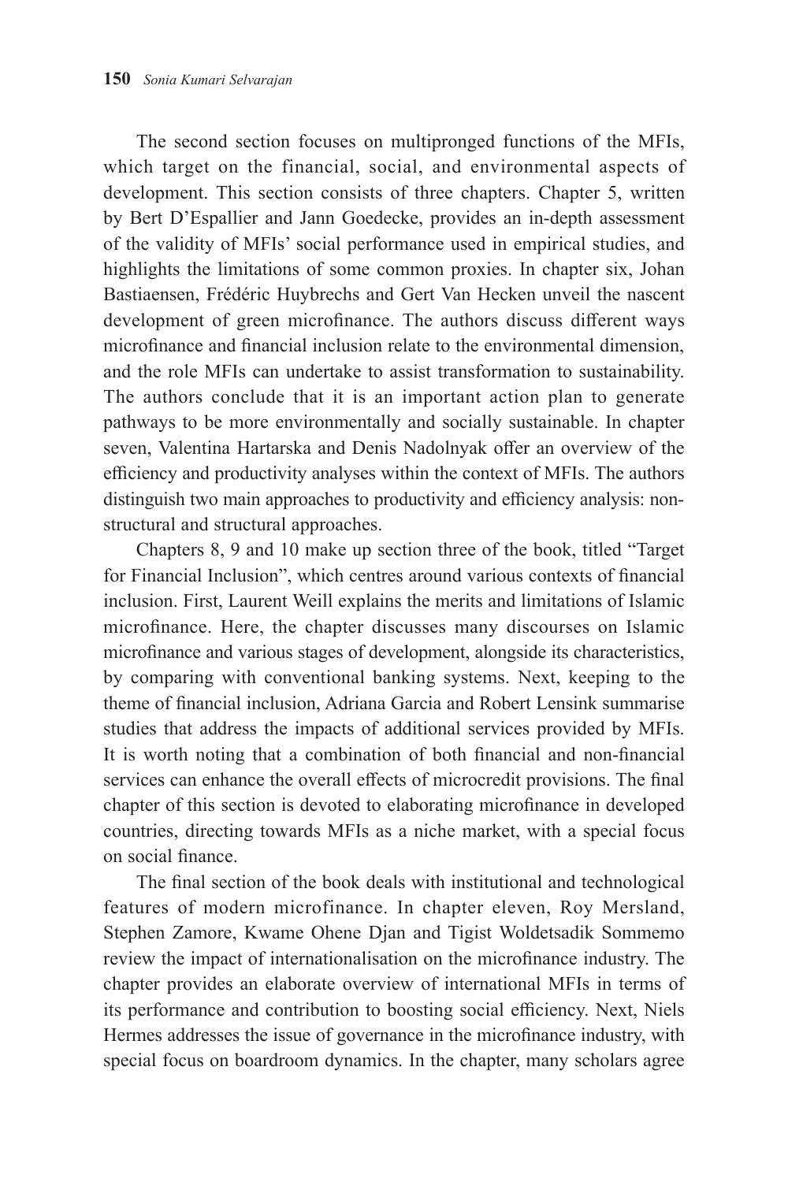The second section focuses on multipronged functions of the MFIs, which target on the financial, social, and environmental aspects of development. This section consists of three chapters. Chapter 5, written by Bert D'Espallier and Jann Goedecke, provides an in-depth assessment of the validity of MFIs' social performance used in empirical studies, and highlights the limitations of some common proxies. In chapter six, Johan Bastiaensen, Frédéric Huybrechs and Gert Van Hecken unveil the nascent development of green microfinance. The authors discuss different ways microfinance and financial inclusion relate to the environmental dimension, and the role MFIs can undertake to assist transformation to sustainability. The authors conclude that it is an important action plan to generate pathways to be more environmentally and socially sustainable. In chapter seven, Valentina Hartarska and Denis Nadolnyak offer an overview of the efficiency and productivity analyses within the context of MFIs. The authors distinguish two main approaches to productivity and efficiency analysis: non-structural and structural approaches.

Chapters 8, 9 and 10 make up section three of the book, titled "Target for Financial Inclusion", which centres around various contexts of financial inclusion. First, Laurent Weill explains the merits and limitations of Islamic microfinance. Here, the chapter discusses many discourses on Islamic microfinance and various stages of development, alongside its characteristics, by comparing with conventional banking systems. Next, keeping to the theme of financial inclusion, Adriana Garcia and Robert Lensink summarise studies that address the impacts of additional services provided by MFIs. It is worth noting that a combination of both financial and non-financial services can enhance the overall effects of microcredit provisions. The final chapter of this section is devoted to elaborating microfinance in developed countries, directing towards MFIs as a niche market, with a special focus on social finance.

The final section of the book deals with institutional and technological features of modern microfinance. In chapter eleven, Roy Mersland, Stephen Zamore, Kwame Ohene Djan and Tigist Woldetsadik Sommemo review the impact of internationalisation on the microfinance industry. The chapter provides an elaborate overview of international MFIs in terms of its performance and contribution to boosting social efficiency. Next, Niels Hermes addresses the issue of governance in the microfinance industry, with special focus on boardroom dynamics. In the chapter, many scholars agree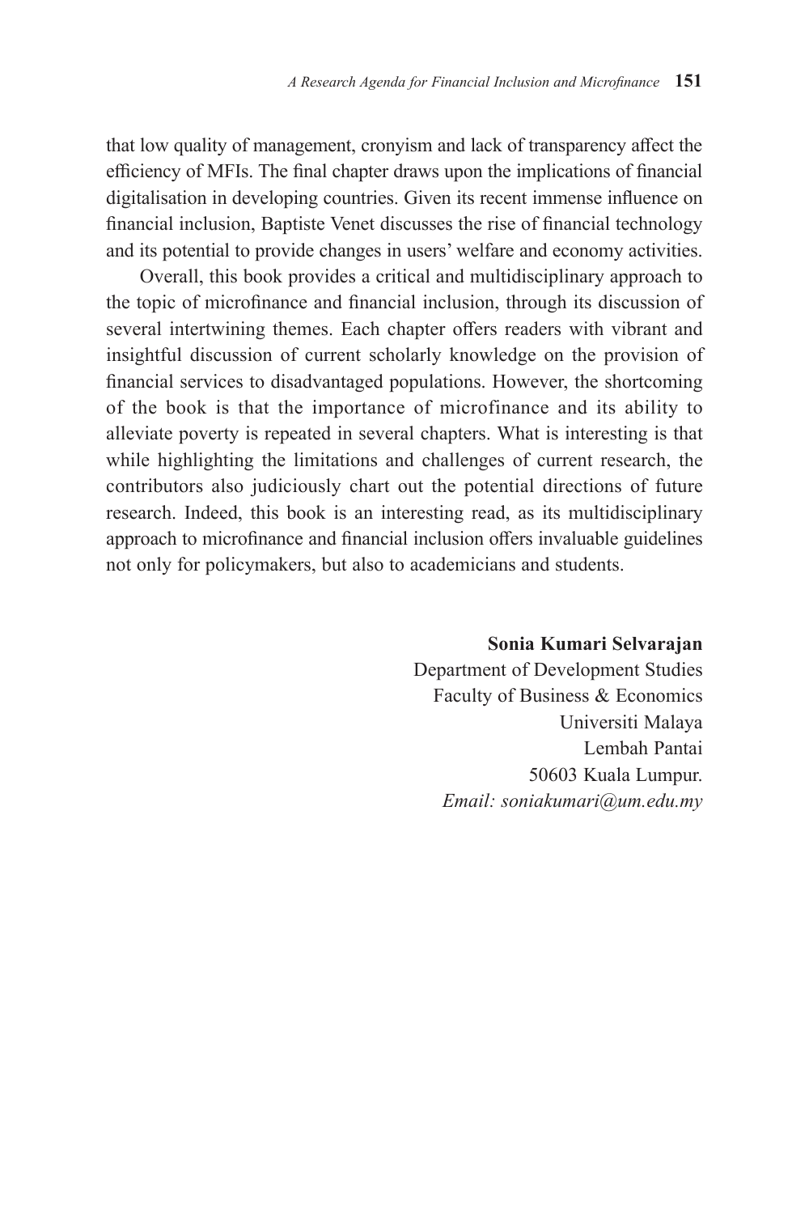that low quality of management, cronyism and lack of transparency affect the efficiency of MFIs. The final chapter draws upon the implications of financial digitalisation in developing countries. Given its recent immense influence on financial inclusion, Baptiste Venet discusses the rise of financial technology and its potential to provide changes in users' welfare and economy activities.

Overall, this book provides a critical and multidisciplinary approach to the topic of microfinance and financial inclusion, through its discussion of several intertwining themes. Each chapter offers readers with vibrant and insightful discussion of current scholarly knowledge on the provision of financial services to disadvantaged populations. However, the shortcoming of the book is that the importance of microfinance and its ability to alleviate poverty is repeated in several chapters. What is interesting is that while highlighting the limitations and challenges of current research, the contributors also judiciously chart out the potential directions of future research. Indeed, this book is an interesting read, as its multidisciplinary approach to microfinance and financial inclusion offers invaluable guidelines not only for policymakers, but also to academicians and students.

**Sonia Kumari Selvarajan**
Department of Development Studies
Faculty of Business & Economics
Universiti Malaya
Lembah Pantai
50603 Kuala Lumpur.
*Email: soniakumari@um.edu.my*